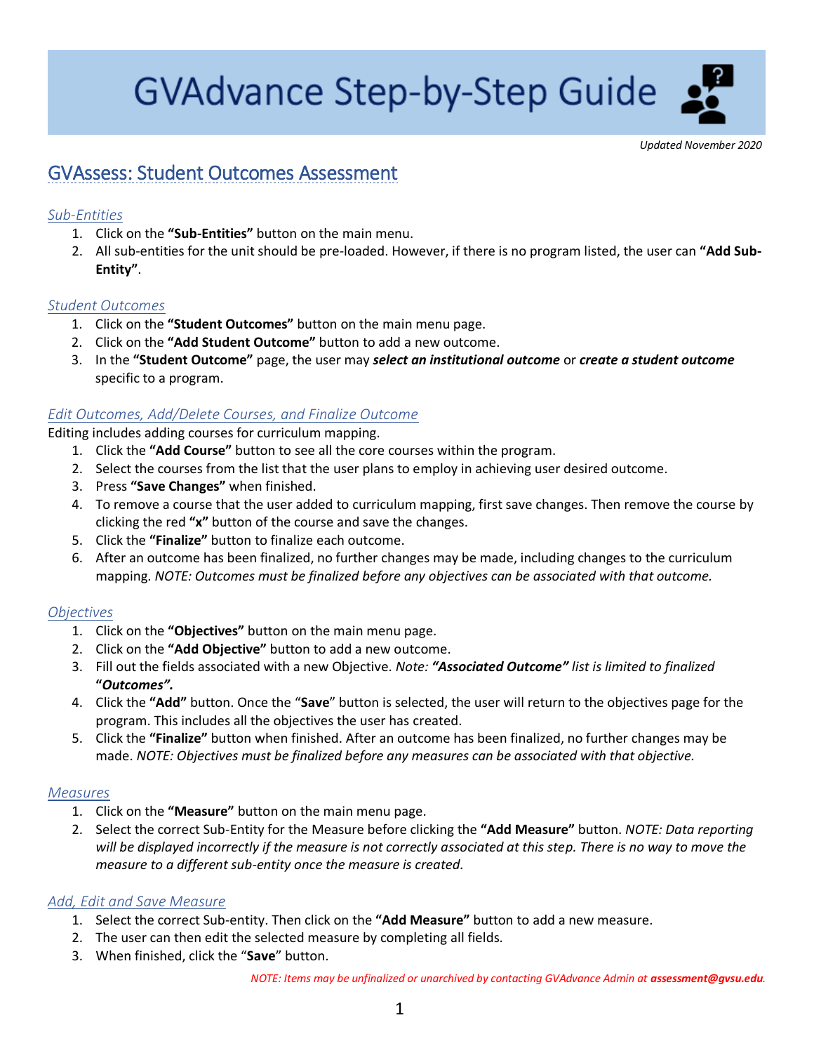# GVAdvance Step-by-Step Guide

*Updated November 2020*

## GVAssess: Student Outcomes Assessment

### *Sub-Entities*

1. Click on the **"Sub-Entities"** button on the main menu.
2. All sub-entities for the unit should be pre-loaded. However, if there is no program listed, the user can **"Add Sub-Entity"**.

### *Student Outcomes*

1. Click on the **"Student Outcomes"** button on the main menu page.
2. Click on the **"Add Student Outcome"** button to add a new outcome.
3. In the **"Student Outcome"** page, the user may ***select an institutional outcome*** or ***create a student outcome*** specific to a program.

### *Edit Outcomes, Add/Delete Courses, and Finalize Outcome*

Editing includes adding courses for curriculum mapping.

1. Click the **"Add Course"** button to see all the core courses within the program.
2. Select the courses from the list that the user plans to employ in achieving user desired outcome.
3. Press **"Save Changes"** when finished.
4. To remove a course that the user added to curriculum mapping, first save changes. Then remove the course by clicking the red **"x"** button of the course and save the changes.
5. Click the **"Finalize"** button to finalize each outcome.
6. After an outcome has been finalized, no further changes may be made, including changes to the curriculum mapping. *NOTE: Outcomes must be finalized before any objectives can be associated with that outcome.*

### *Objectives*

1. Click on the **"Objectives"** button on the main menu page.
2. Click on the **"Add Objective"** button to add a new outcome.
3. Fill out the fields associated with a new Objective. *Note: **"Associated Outcome"** list is limited to finalized **"Outcomes".***
4. Click the **"Add"** button. Once the "**Save**" button is selected, the user will return to the objectives page for the program. This includes all the objectives the user has created.
5. Click the **"Finalize"** button when finished. After an outcome has been finalized, no further changes may be made. *NOTE: Objectives must be finalized before any measures can be associated with that objective.*

### *Measures*

1. Click on the **"Measure"** button on the main menu page.
2. Select the correct Sub-Entity for the Measure before clicking the **"Add Measure"** button. *NOTE: Data reporting will be displayed incorrectly if the measure is not correctly associated at this step. There is no way to move the measure to a different sub-entity once the measure is created.*

### *Add, Edit and Save Measure*

1. Select the correct Sub-entity. Then click on the **"Add Measure"** button to add a new measure.
2. The user can then edit the selected measure by completing all fields.
3. When finished, click the "**Save**" button.

*NOTE: Items may be unfinalized or unarchived by contacting GVAdvance Admin at **assessment@gvsu.edu**.*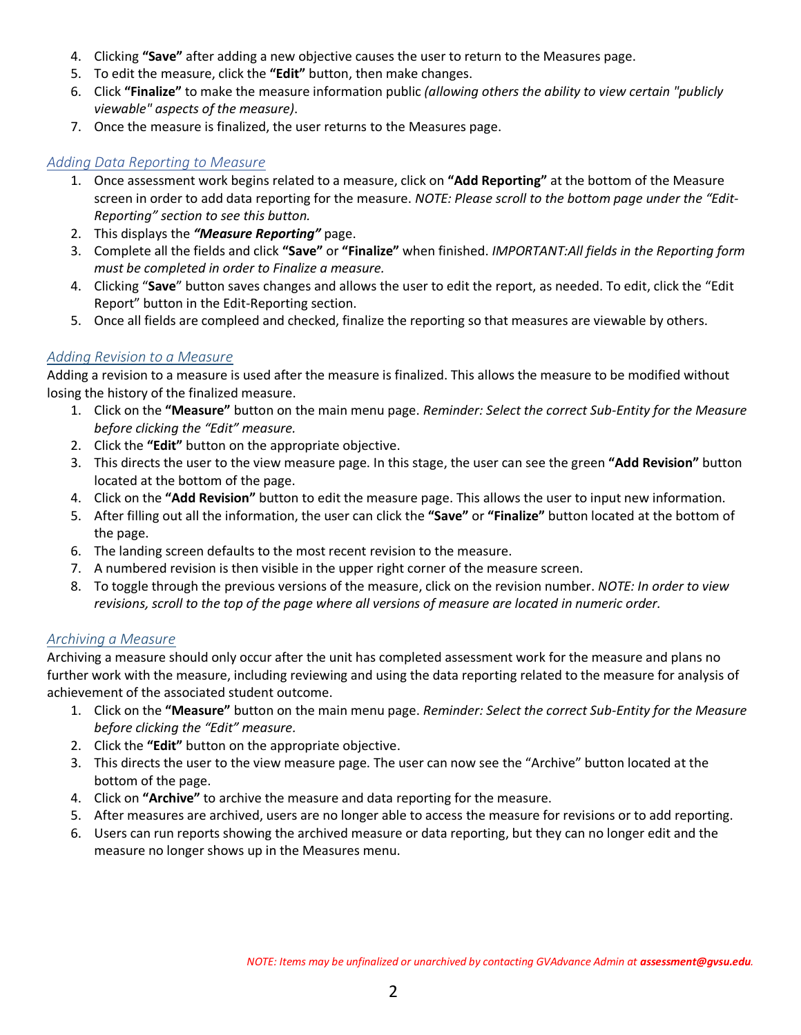4. Clicking **"Save"** after adding a new objective causes the user to return to the Measures page.
5. To edit the measure, click the **"Edit"** button, then make changes.
6. Click **"Finalize"** to make the measure information public *(allowing others the ability to view certain "publicly viewable" aspects of the measure)*.
7. Once the measure is finalized, the user returns to the Measures page.

### *Adding Data Reporting to Measure*

1. Once assessment work begins related to a measure, click on **"Add Reporting"** at the bottom of the Measure screen in order to add data reporting for the measure. *NOTE: Please scroll to the bottom page under the "Edit-Reporting" section to see this button.*
2. This displays the ***"Measure Reporting"*** page.
3. Complete all the fields and click **"Save"** or **"Finalize"** when finished. *IMPORTANT:All fields in the Reporting form must be completed in order to Finalize a measure.*
4. Clicking "**Save**" button saves changes and allows the user to edit the report, as needed. To edit, click the "Edit Report" button in the Edit-Reporting section.
5. Once all fields are compleed and checked, finalize the reporting so that measures are viewable by others.

### *Adding Revision to a Measure*

Adding a revision to a measure is used after the measure is finalized. This allows the measure to be modified without losing the history of the finalized measure.

1. Click on the **"Measure"** button on the main menu page. *Reminder: Select the correct Sub-Entity for the Measure before clicking the "Edit" measure.*
2. Click the **"Edit"** button on the appropriate objective.
3. This directs the user to the view measure page. In this stage, the user can see the green **"Add Revision"** button located at the bottom of the page.
4. Click on the **"Add Revision"** button to edit the measure page. This allows the user to input new information.
5. After filling out all the information, the user can click the **"Save"** or **"Finalize"** button located at the bottom of the page.
6. The landing screen defaults to the most recent revision to the measure.
7. A numbered revision is then visible in the upper right corner of the measure screen.
8. To toggle through the previous versions of the measure, click on the revision number. *NOTE: In order to view revisions, scroll to the top of the page where all versions of measure are located in numeric order.*

### *Archiving a Measure*

Archiving a measure should only occur after the unit has completed assessment work for the measure and plans no further work with the measure, including reviewing and using the data reporting related to the measure for analysis of achievement of the associated student outcome.

1. Click on the **"Measure"** button on the main menu page. *Reminder: Select the correct Sub-Entity for the Measure before clicking the "Edit" measure.*
2. Click the **"Edit"** button on the appropriate objective.
3. This directs the user to the view measure page. The user can now see the "Archive" button located at the bottom of the page.
4. Click on **"Archive"** to archive the measure and data reporting for the measure.
5. After measures are archived, users are no longer able to access the measure for revisions or to add reporting.
6. Users can run reports showing the archived measure or data reporting, but they can no longer edit and the measure no longer shows up in the Measures menu.

*NOTE: Items may be unfinalized or unarchived by contacting GVAdvance Admin at **assessment@gvsu.edu**.*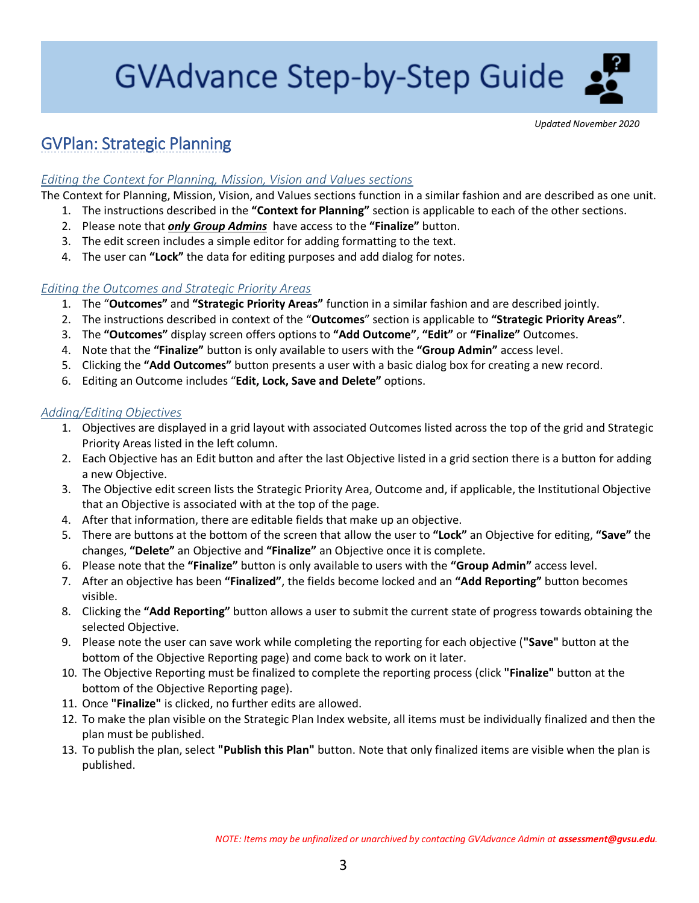# GVAdvance Step-by-Step Guide

*Updated November 2020*

## GVPlan: Strategic Planning

### *Editing the Context for Planning, Mission, Vision and Values sections*

The Context for Planning, Mission, Vision, and Values sections function in a similar fashion and are described as one unit.

1. The instructions described in the **"Context for Planning"** section is applicable to each of the other sections.
2. Please note that ***only Group Admins*** have access to the **"Finalize"** button.
3. The edit screen includes a simple editor for adding formatting to the text.
4. The user can **"Lock"** the data for editing purposes and add dialog for notes.

### *Editing the Outcomes and Strategic Priority Areas*

1. The "**Outcomes"** and **"Strategic Priority Areas"** function in a similar fashion and are described jointly.
2. The instructions described in context of the "**Outcomes**" section is applicable to **"Strategic Priority Areas"**.
3. The **"Outcomes"** display screen offers options to **"Add Outcome"**, **"Edit"** or **"Finalize"** Outcomes.
4. Note that the **"Finalize"** button is only available to users with the **"Group Admin"** access level.
5. Clicking the **"Add Outcomes"** button presents a user with a basic dialog box for creating a new record.
6. Editing an Outcome includes "**Edit, Lock, Save and Delete"** options.

### *Adding/Editing Objectives*

1. Objectives are displayed in a grid layout with associated Outcomes listed across the top of the grid and Strategic Priority Areas listed in the left column.
2. Each Objective has an Edit button and after the last Objective listed in a grid section there is a button for adding a new Objective.
3. The Objective edit screen lists the Strategic Priority Area, Outcome and, if applicable, the Institutional Objective that an Objective is associated with at the top of the page.
4. After that information, there are editable fields that make up an objective.
5. There are buttons at the bottom of the screen that allow the user to **"Lock"** an Objective for editing, **"Save"** the changes, **"Delete"** an Objective and **"Finalize"** an Objective once it is complete.
6. Please note that the **"Finalize"** button is only available to users with the **"Group Admin"** access level.
7. After an objective has been **"Finalized"**, the fields become locked and an **"Add Reporting"** button becomes visible.
8. Clicking the **"Add Reporting"** button allows a user to submit the current state of progress towards obtaining the selected Objective.
9. Please note the user can save work while completing the reporting for each objective (**"Save"** button at the bottom of the Objective Reporting page) and come back to work on it later.
10. The Objective Reporting must be finalized to complete the reporting process (click **"Finalize"** button at the bottom of the Objective Reporting page).
11. Once **"Finalize"** is clicked, no further edits are allowed.
12. To make the plan visible on the Strategic Plan Index website, all items must be individually finalized and then the plan must be published.
13. To publish the plan, select **"Publish this Plan"** button. Note that only finalized items are visible when the plan is published.

*NOTE: Items may be unfinalized or unarchived by contacting GVAdvance Admin at* ***assessment@gvsu.edu****.*